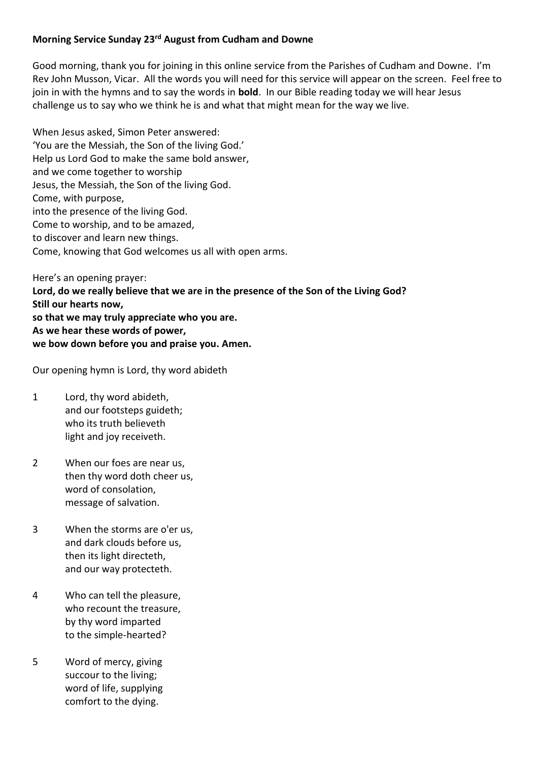**Morning Service Sunday 23rd August from Cudham and Downe**

Good morning, thank you for joining in this online service from the Parishes of Cudham and Downe. I'm Rev John Musson, Vicar. All the words you will need for this service will appear on the screen. Feel free to join in with the hymns and to say the words in **bold**. In our Bible reading today we will hear Jesus challenge us to say who we think he is and what that might mean for the way we live.

When Jesus asked, Simon Peter answered:
'You are the Messiah, the Son of the living God.'
Help us Lord God to make the same bold answer,
and we come together to worship
Jesus, the Messiah, the Son of the living God.
Come, with purpose,
into the presence of the living God.
Come to worship, and to be amazed,
to discover and learn new things.
Come, knowing that God welcomes us all with open arms.

Here's an opening prayer:
**Lord, do we really believe that we are in the presence of the Son of the Living God?**
**Still our hearts now,**
**so that we may truly appreciate who you are.**
**As we hear these words of power,**
**we bow down before you and praise you. Amen.**

Our opening hymn is Lord, thy word abideth

1 Lord, thy word abideth,
and our footsteps guideth;
who its truth believeth
light and joy receiveth.

2 When our foes are near us,
then thy word doth cheer us,
word of consolation,
message of salvation.

3 When the storms are o'er us,
and dark clouds before us,
then its light directeth,
and our way protecteth.

4 Who can tell the pleasure,
who recount the treasure,
by thy word imparted
to the simple-hearted?

5 Word of mercy, giving
succour to the living;
word of life, supplying
comfort to the dying.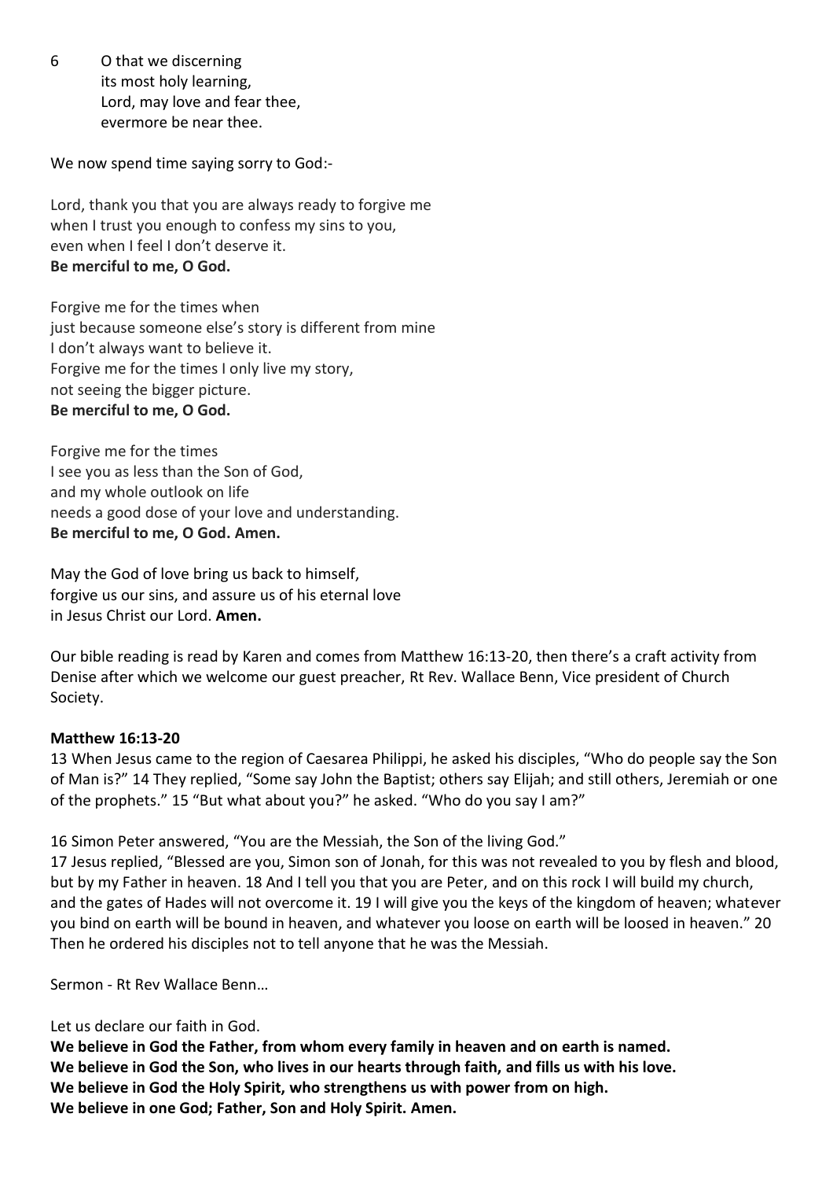6 O that we discerning
its most holy learning,
Lord, may love and fear thee,
evermore be near thee.

We now spend time saying sorry to God:-

Lord, thank you that you are always ready to forgive me
when I trust you enough to confess my sins to you,
even when I feel I don't deserve it.
**Be merciful to me, O God.**

Forgive me for the times when
just because someone else's story is different from mine
I don't always want to believe it.
Forgive me for the times I only live my story,
not seeing the bigger picture.
**Be merciful to me, O God.**

Forgive me for the times
I see you as less than the Son of God,
and my whole outlook on life
needs a good dose of your love and understanding.
**Be merciful to me, O God. Amen.**

May the God of love bring us back to himself,
forgive us our sins, and assure us of his eternal love
in Jesus Christ our Lord. **Amen.**

Our bible reading is read by Karen and comes from Matthew 16:13-20, then there's a craft activity from Denise after which we welcome our guest preacher, Rt Rev. Wallace Benn, Vice president of Church Society.

**Matthew 16:13-20**

13 When Jesus came to the region of Caesarea Philippi, he asked his disciples, "Who do people say the Son of Man is?" 14 They replied, "Some say John the Baptist; others say Elijah; and still others, Jeremiah or one of the prophets." 15 "But what about you?" he asked. "Who do you say I am?"

16 Simon Peter answered, "You are the Messiah, the Son of the living God."
17 Jesus replied, "Blessed are you, Simon son of Jonah, for this was not revealed to you by flesh and blood, but by my Father in heaven. 18 And I tell you that you are Peter, and on this rock I will build my church, and the gates of Hades will not overcome it. 19 I will give you the keys of the kingdom of heaven; whatever you bind on earth will be bound in heaven, and whatever you loose on earth will be loosed in heaven." 20 Then he ordered his disciples not to tell anyone that he was the Messiah.

Sermon - Rt Rev Wallace Benn…

Let us declare our faith in God.
**We believe in God the Father, from whom every family in heaven and on earth is named.**
**We believe in God the Son, who lives in our hearts through faith, and fills us with his love.**
**We believe in God the Holy Spirit, who strengthens us with power from on high.**
**We believe in one God; Father, Son and Holy Spirit. Amen.**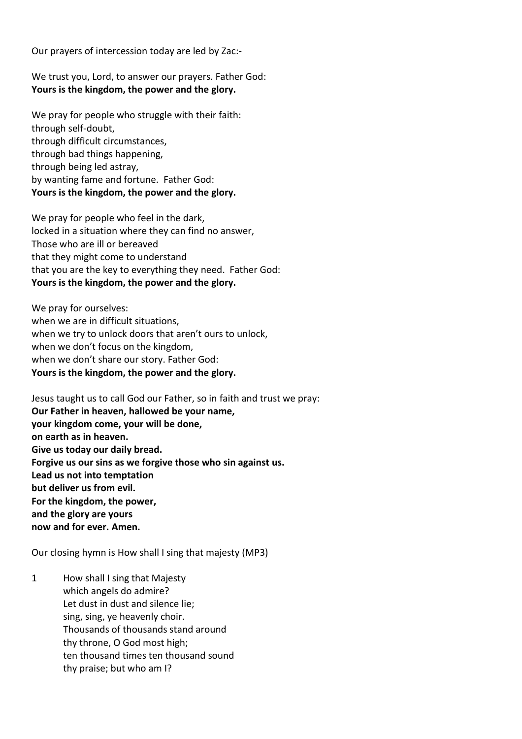Our prayers of intercession today are led by Zac:-

We trust you, Lord, to answer our prayers. Father God:
**Yours is the kingdom, the power and the glory.**

We pray for people who struggle with their faith:
through self-doubt,
through difficult circumstances,
through bad things happening,
through being led astray,
by wanting fame and fortune. Father God:
**Yours is the kingdom, the power and the glory.**

We pray for people who feel in the dark,
locked in a situation where they can find no answer,
Those who are ill or bereaved
that they might come to understand
that you are the key to everything they need. Father God:
**Yours is the kingdom, the power and the glory.**

We pray for ourselves:
when we are in difficult situations,
when we try to unlock doors that aren't ours to unlock,
when we don't focus on the kingdom,
when we don't share our story. Father God:
**Yours is the kingdom, the power and the glory.**

Jesus taught us to call God our Father, so in faith and trust we pray:
**Our Father in heaven, hallowed be your name,**
**your kingdom come, your will be done,**
**on earth as in heaven.**
**Give us today our daily bread.**
**Forgive us our sins as we forgive those who sin against us.**
**Lead us not into temptation**
**but deliver us from evil.**
**For the kingdom, the power,**
**and the glory are yours**
**now and for ever. Amen.**

Our closing hymn is How shall I sing that majesty (MP3)

1 How shall I sing that Majesty
which angels do admire?
Let dust in dust and silence lie;
sing, sing, ye heavenly choir.
Thousands of thousands stand around
thy throne, O God most high;
ten thousand times ten thousand sound
thy praise; but who am I?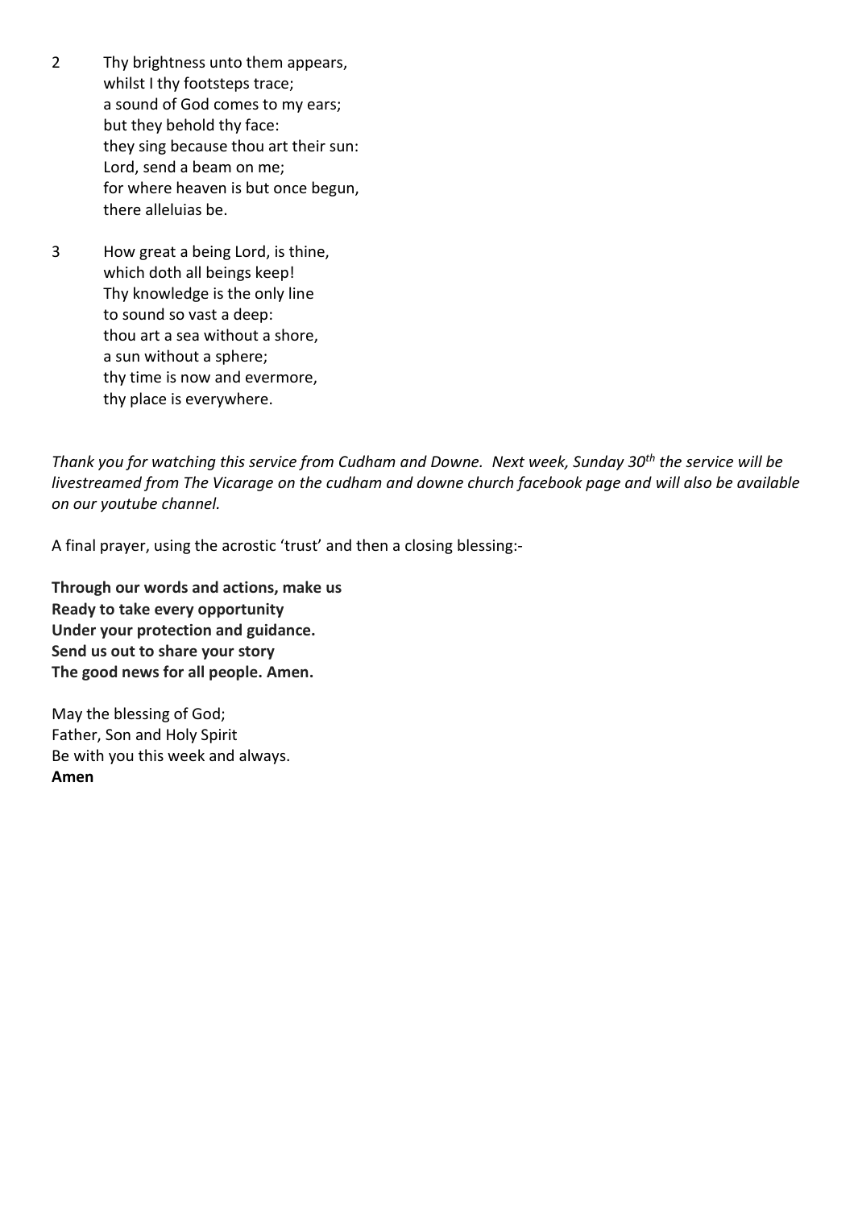2 Thy brightness unto them appears,
whilst I thy footsteps trace;
a sound of God comes to my ears;
but they behold thy face:
they sing because thou art their sun:
Lord, send a beam on me;
for where heaven is but once begun,
there alleluias be.

3 How great a being Lord, is thine,
which doth all beings keep!
Thy knowledge is the only line
to sound so vast a deep:
thou art a sea without a shore,
a sun without a sphere;
thy time is now and evermore,
thy place is everywhere.

*Thank you for watching this service from Cudham and Downe. Next week, Sunday 30th the service will be livestreamed from The Vicarage on the cudham and downe church facebook page and will also be available on our youtube channel.*

A final prayer, using the acrostic 'trust' and then a closing blessing:-

**Through our words and actions, make us**
**Ready to take every opportunity**
**Under your protection and guidance.**
**Send us out to share your story**
**The good news for all people. Amen.**

May the blessing of God;
Father, Son and Holy Spirit
Be with you this week and always.
**Amen**